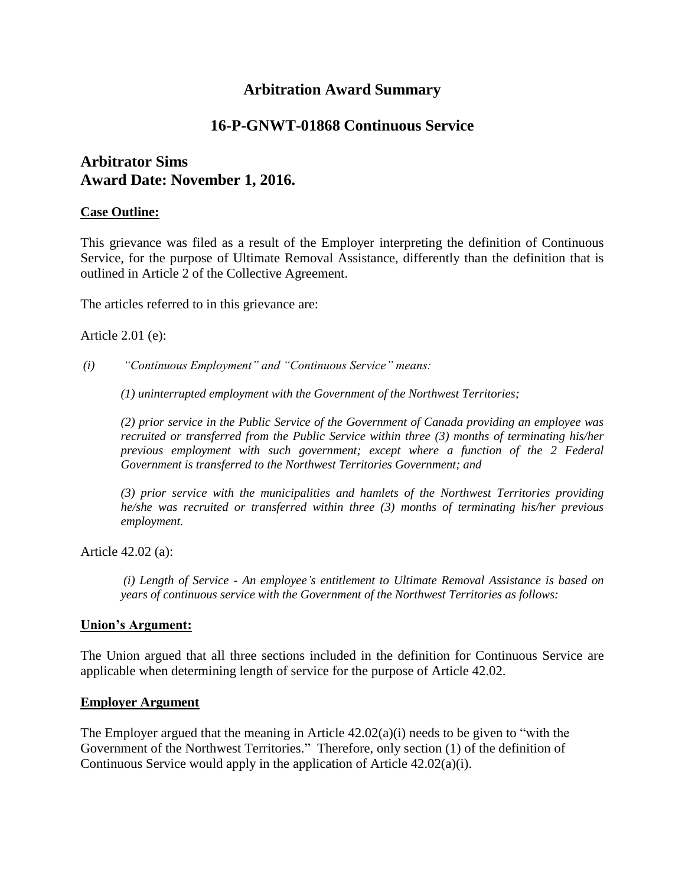# Arbitration Award Summary

## 16-P-GNWT-01868 Continuous Service

## Arbitrator Sims
## Award Date: November 1, 2016.

**Case Outline:**

This grievance was filed as a result of the Employer interpreting the definition of Continuous Service, for the purpose of Ultimate Removal Assistance, differently than the definition that is outlined in Article 2 of the Collective Agreement.

The articles referred to in this grievance are:

Article 2.01 (e):

*(i) "Continuous Employment" and "Continuous Service" means:*

*(1) uninterrupted employment with the Government of the Northwest Territories;*

*(2) prior service in the Public Service of the Government of Canada providing an employee was recruited or transferred from the Public Service within three (3) months of terminating his/her previous employment with such government; except where a function of the 2 Federal Government is transferred to the Northwest Territories Government; and*

*(3) prior service with the municipalities and hamlets of the Northwest Territories providing he/she was recruited or transferred within three (3) months of terminating his/her previous employment.*

Article 42.02 (a):

*(i) Length of Service - An employee's entitlement to Ultimate Removal Assistance is based on years of continuous service with the Government of the Northwest Territories as follows:*

**Union's Argument:**

The Union argued that all three sections included in the definition for Continuous Service are applicable when determining length of service for the purpose of Article 42.02.

**Employer Argument**

The Employer argued that the meaning in Article 42.02(a)(i) needs to be given to "with the Government of the Northwest Territories." Therefore, only section (1) of the definition of Continuous Service would apply in the application of Article 42.02(a)(i).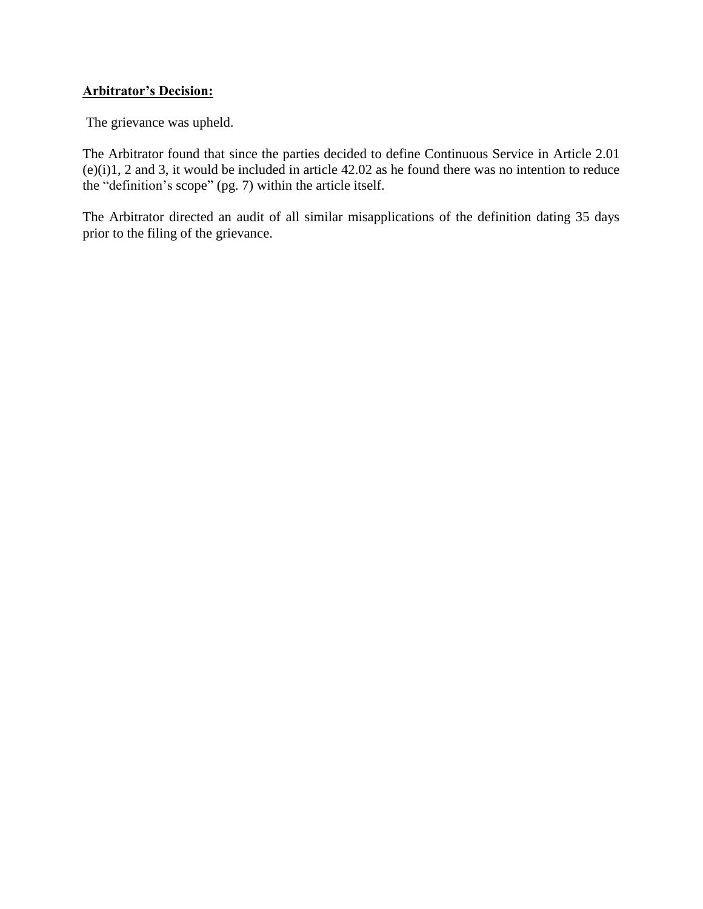**Arbitrator's Decision:**

The grievance was upheld.

The Arbitrator found that since the parties decided to define Continuous Service in Article 2.01 (e)(i)1, 2 and 3, it would be included in article 42.02 as he found there was no intention to reduce the "definition's scope" (pg. 7) within the article itself.

The Arbitrator directed an audit of all similar misapplications of the definition dating 35 days prior to the filing of the grievance.